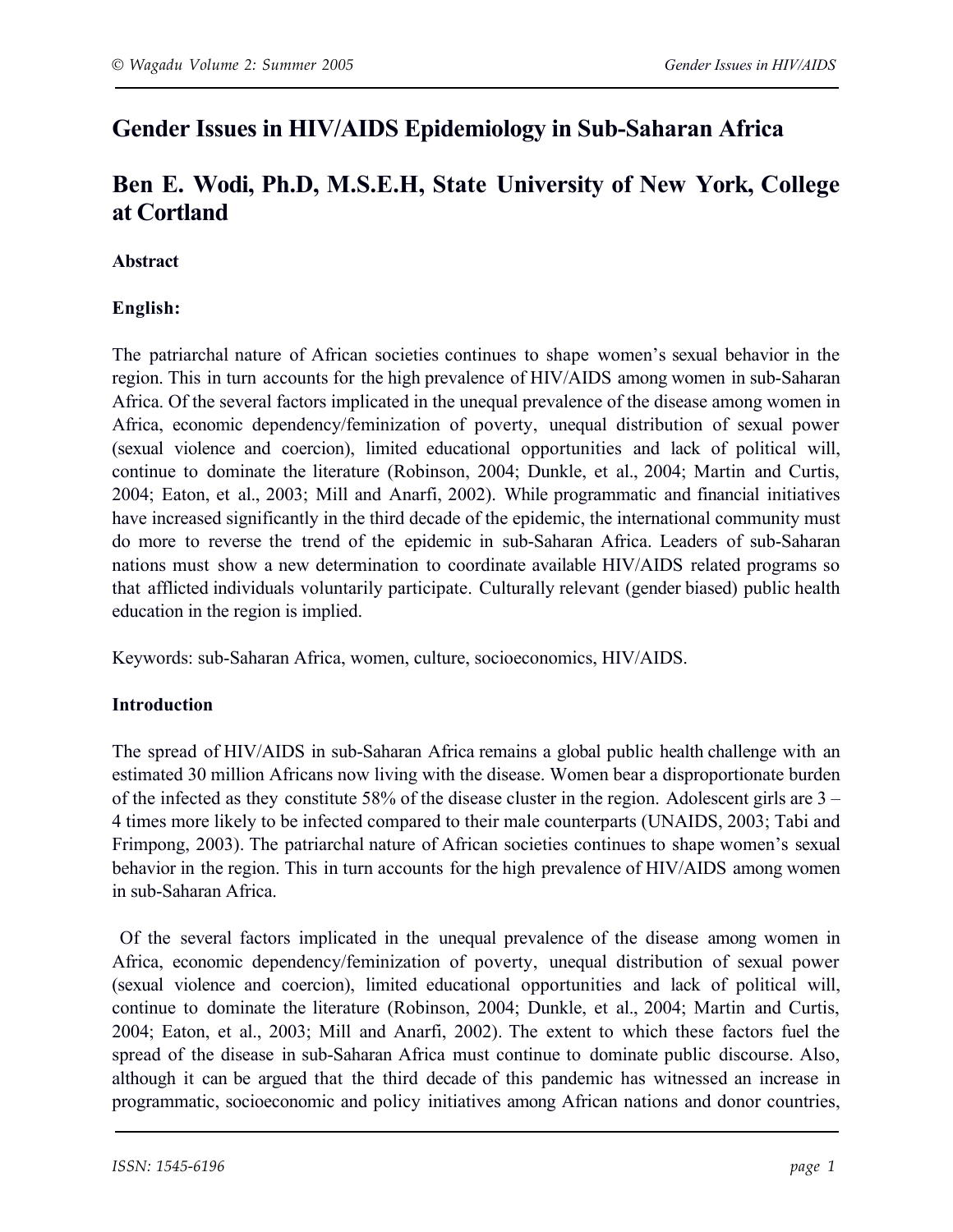# Gender Issues in HIV/AIDS Epidemiology in Sub-Saharan Africa

## Ben E. Wodi, Ph.D, M.S.E.H, State University of New York, College at Cortland

**Abstract**

**English:**

The patriarchal nature of African societies continues to shape women's sexual behavior in the region. This in turn accounts for the high prevalence of HIV/AIDS among women in sub-Saharan Africa. Of the several factors implicated in the unequal prevalence of the disease among women in Africa, economic dependency/feminization of poverty, unequal distribution of sexual power (sexual violence and coercion), limited educational opportunities and lack of political will, continue to dominate the literature (Robinson, 2004; Dunkle, et al., 2004; Martin and Curtis, 2004; Eaton, et al., 2003; Mill and Anarfi, 2002). While programmatic and financial initiatives have increased significantly in the third decade of the epidemic, the international community must do more to reverse the trend of the epidemic in sub-Saharan Africa. Leaders of sub-Saharan nations must show a new determination to coordinate available HIV/AIDS related programs so that afflicted individuals voluntarily participate. Culturally relevant (gender biased) public health education in the region is implied.

Keywords: sub-Saharan Africa, women, culture, socioeconomics, HIV/AIDS.

**Introduction**

The spread of HIV/AIDS in sub-Saharan Africa remains a global public health challenge with an estimated 30 million Africans now living with the disease. Women bear a disproportionate burden of the infected as they constitute 58% of the disease cluster in the region. Adolescent girls are 3 – 4 times more likely to be infected compared to their male counterparts (UNAIDS, 2003; Tabi and Frimpong, 2003). The patriarchal nature of African societies continues to shape women's sexual behavior in the region. This in turn accounts for the high prevalence of HIV/AIDS among women in sub-Saharan Africa.

Of the several factors implicated in the unequal prevalence of the disease among women in Africa, economic dependency/feminization of poverty, unequal distribution of sexual power (sexual violence and coercion), limited educational opportunities and lack of political will, continue to dominate the literature (Robinson, 2004; Dunkle, et al., 2004; Martin and Curtis, 2004; Eaton, et al., 2003; Mill and Anarfi, 2002). The extent to which these factors fuel the spread of the disease in sub-Saharan Africa must continue to dominate public discourse. Also, although it can be argued that the third decade of this pandemic has witnessed an increase in programmatic, socioeconomic and policy initiatives among African nations and donor countries,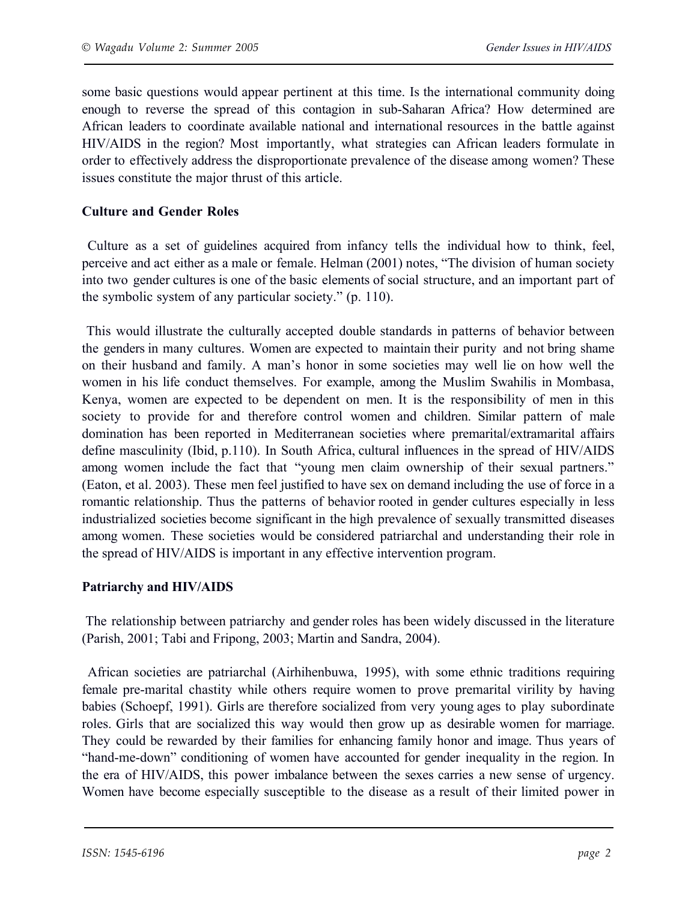some basic questions would appear pertinent at this time. Is the international community doing enough to reverse the spread of this contagion in sub-Saharan Africa? How determined are African leaders to coordinate available national and international resources in the battle against HIV/AIDS in the region? Most importantly, what strategies can African leaders formulate in order to effectively address the disproportionate prevalence of the disease among women? These issues constitute the major thrust of this article.

**Culture and Gender Roles**

Culture as a set of guidelines acquired from infancy tells the individual how to think, feel, perceive and act either as a male or female. Helman (2001) notes, "The division of human society into two gender cultures is one of the basic elements of social structure, and an important part of the symbolic system of any particular society." (p. 110).

This would illustrate the culturally accepted double standards in patterns of behavior between the genders in many cultures. Women are expected to maintain their purity and not bring shame on their husband and family. A man's honor in some societies may well lie on how well the women in his life conduct themselves. For example, among the Muslim Swahilis in Mombasa, Kenya, women are expected to be dependent on men. It is the responsibility of men in this society to provide for and therefore control women and children. Similar pattern of male domination has been reported in Mediterranean societies where premarital/extramarital affairs define masculinity (Ibid, p.110). In South Africa, cultural influences in the spread of HIV/AIDS among women include the fact that "young men claim ownership of their sexual partners." (Eaton, et al. 2003). These men feel justified to have sex on demand including the use of force in a romantic relationship. Thus the patterns of behavior rooted in gender cultures especially in less industrialized societies become significant in the high prevalence of sexually transmitted diseases among women. These societies would be considered patriarchal and understanding their role in the spread of HIV/AIDS is important in any effective intervention program.

**Patriarchy and HIV/AIDS**

The relationship between patriarchy and gender roles has been widely discussed in the literature (Parish, 2001; Tabi and Fripong, 2003; Martin and Sandra, 2004).

African societies are patriarchal (Airhihenbuwa, 1995), with some ethnic traditions requiring female pre-marital chastity while others require women to prove premarital virility by having babies (Schoepf, 1991). Girls are therefore socialized from very young ages to play subordinate roles. Girls that are socialized this way would then grow up as desirable women for marriage. They could be rewarded by their families for enhancing family honor and image. Thus years of "hand-me-down" conditioning of women have accounted for gender inequality in the region. In the era of HIV/AIDS, this power imbalance between the sexes carries a new sense of urgency. Women have become especially susceptible to the disease as a result of their limited power in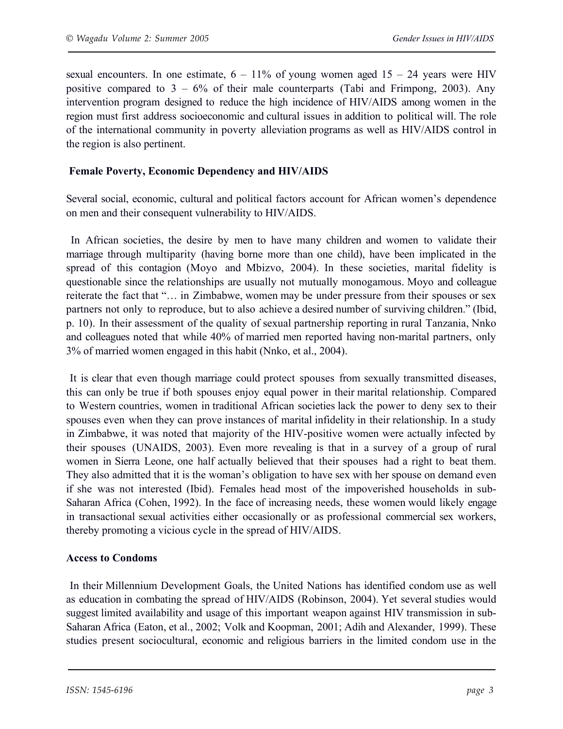sexual encounters. In one estimate, 6 – 11% of young women aged 15 – 24 years were HIV positive compared to 3 – 6% of their male counterparts (Tabi and Frimpong, 2003). Any intervention program designed to reduce the high incidence of HIV/AIDS among women in the region must first address socioeconomic and cultural issues in addition to political will. The role of the international community in poverty alleviation programs as well as HIV/AIDS control in the region is also pertinent.

### Female Poverty, Economic Dependency and HIV/AIDS

Several social, economic, cultural and political factors account for African women's dependence on men and their consequent vulnerability to HIV/AIDS.

In African societies, the desire by men to have many children and women to validate their marriage through multiparity (having borne more than one child), have been implicated in the spread of this contagion (Moyo and Mbizvo, 2004). In these societies, marital fidelity is questionable since the relationships are usually not mutually monogamous. Moyo and colleague reiterate the fact that "… in Zimbabwe, women may be under pressure from their spouses or sex partners not only to reproduce, but to also achieve a desired number of surviving children." (Ibid, p. 10). In their assessment of the quality of sexual partnership reporting in rural Tanzania, Nnko and colleagues noted that while 40% of married men reported having non-marital partners, only 3% of married women engaged in this habit (Nnko, et al., 2004).

It is clear that even though marriage could protect spouses from sexually transmitted diseases, this can only be true if both spouses enjoy equal power in their marital relationship. Compared to Western countries, women in traditional African societies lack the power to deny sex to their spouses even when they can prove instances of marital infidelity in their relationship. In a study in Zimbabwe, it was noted that majority of the HIV-positive women were actually infected by their spouses (UNAIDS, 2003). Even more revealing is that in a survey of a group of rural women in Sierra Leone, one half actually believed that their spouses had a right to beat them. They also admitted that it is the woman's obligation to have sex with her spouse on demand even if she was not interested (Ibid). Females head most of the impoverished households in sub-Saharan Africa (Cohen, 1992). In the face of increasing needs, these women would likely engage in transactional sexual activities either occasionally or as professional commercial sex workers, thereby promoting a vicious cycle in the spread of HIV/AIDS.

### Access to Condoms

In their Millennium Development Goals, the United Nations has identified condom use as well as education in combating the spread of HIV/AIDS (Robinson, 2004). Yet several studies would suggest limited availability and usage of this important weapon against HIV transmission in sub-Saharan Africa (Eaton, et al., 2002; Volk and Koopman, 2001; Adih and Alexander, 1999). These studies present sociocultural, economic and religious barriers in the limited condom use in the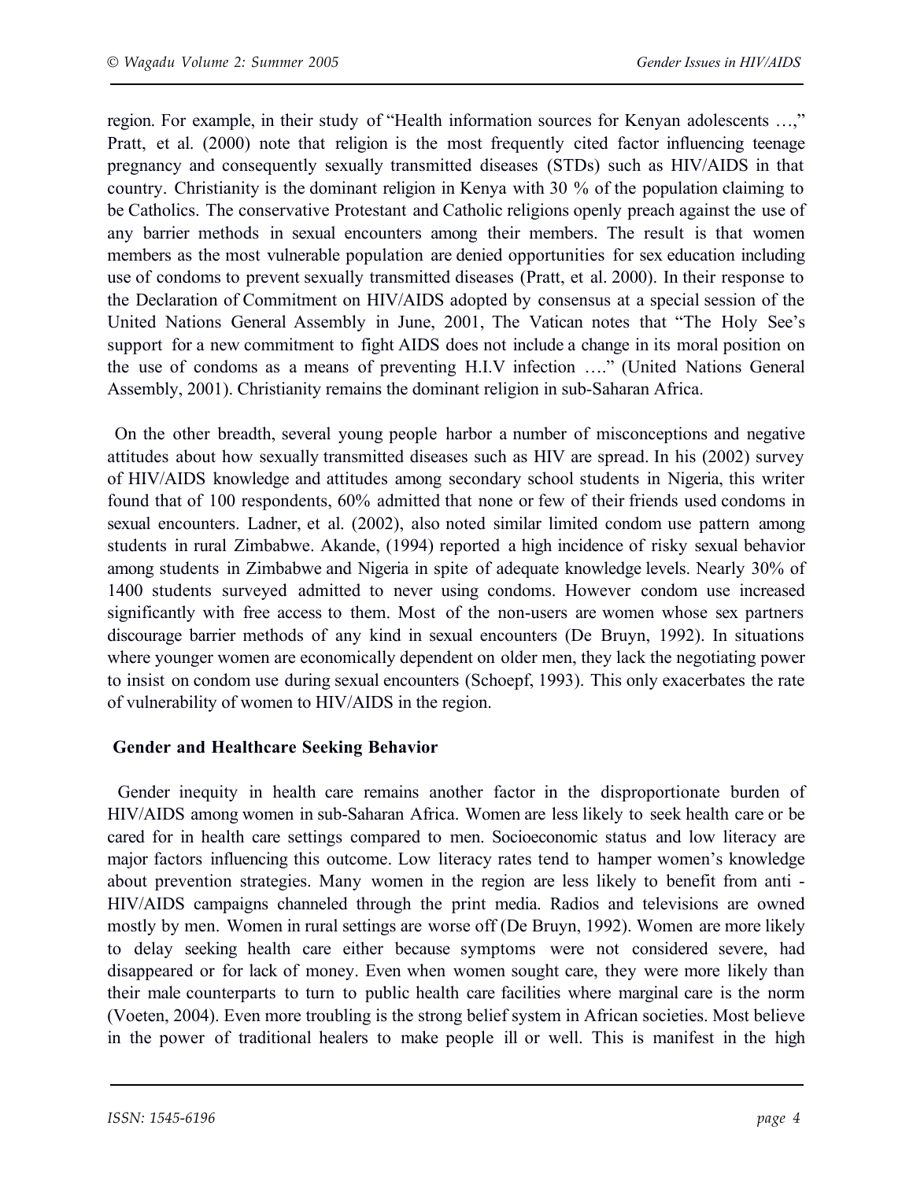region. For example, in their study of "Health information sources for Kenyan adolescents …," Pratt, et al. (2000) note that religion is the most frequently cited factor influencing teenage pregnancy and consequently sexually transmitted diseases (STDs) such as HIV/AIDS in that country. Christianity is the dominant religion in Kenya with 30 % of the population claiming to be Catholics. The conservative Protestant and Catholic religions openly preach against the use of any barrier methods in sexual encounters among their members. The result is that women members as the most vulnerable population are denied opportunities for sex education including use of condoms to prevent sexually transmitted diseases (Pratt, et al. 2000). In their response to the Declaration of Commitment on HIV/AIDS adopted by consensus at a special session of the United Nations General Assembly in June, 2001, The Vatican notes that "The Holy See's support for a new commitment to fight AIDS does not include a change in its moral position on the use of condoms as a means of preventing H.I.V infection …." (United Nations General Assembly, 2001). Christianity remains the dominant religion in sub-Saharan Africa.

On the other breadth, several young people harbor a number of misconceptions and negative attitudes about how sexually transmitted diseases such as HIV are spread. In his (2002) survey of HIV/AIDS knowledge and attitudes among secondary school students in Nigeria, this writer found that of 100 respondents, 60% admitted that none or few of their friends used condoms in sexual encounters. Ladner, et al. (2002), also noted similar limited condom use pattern among students in rural Zimbabwe. Akande, (1994) reported a high incidence of risky sexual behavior among students in Zimbabwe and Nigeria in spite of adequate knowledge levels. Nearly 30% of 1400 students surveyed admitted to never using condoms. However condom use increased significantly with free access to them. Most of the non-users are women whose sex partners discourage barrier methods of any kind in sexual encounters (De Bruyn, 1992). In situations where younger women are economically dependent on older men, they lack the negotiating power to insist on condom use during sexual encounters (Schoepf, 1993). This only exacerbates the rate of vulnerability of women to HIV/AIDS in the region.

## Gender and Healthcare Seeking Behavior

Gender inequity in health care remains another factor in the disproportionate burden of HIV/AIDS among women in sub-Saharan Africa. Women are less likely to seek health care or be cared for in health care settings compared to men. Socioeconomic status and low literacy are major factors influencing this outcome. Low literacy rates tend to hamper women's knowledge about prevention strategies. Many women in the region are less likely to benefit from anti - HIV/AIDS campaigns channeled through the print media. Radios and televisions are owned mostly by men. Women in rural settings are worse off (De Bruyn, 1992). Women are more likely to delay seeking health care either because symptoms were not considered severe, had disappeared or for lack of money. Even when women sought care, they were more likely than their male counterparts to turn to public health care facilities where marginal care is the norm (Voeten, 2004). Even more troubling is the strong belief system in African societies. Most believe in the power of traditional healers to make people ill or well. This is manifest in the high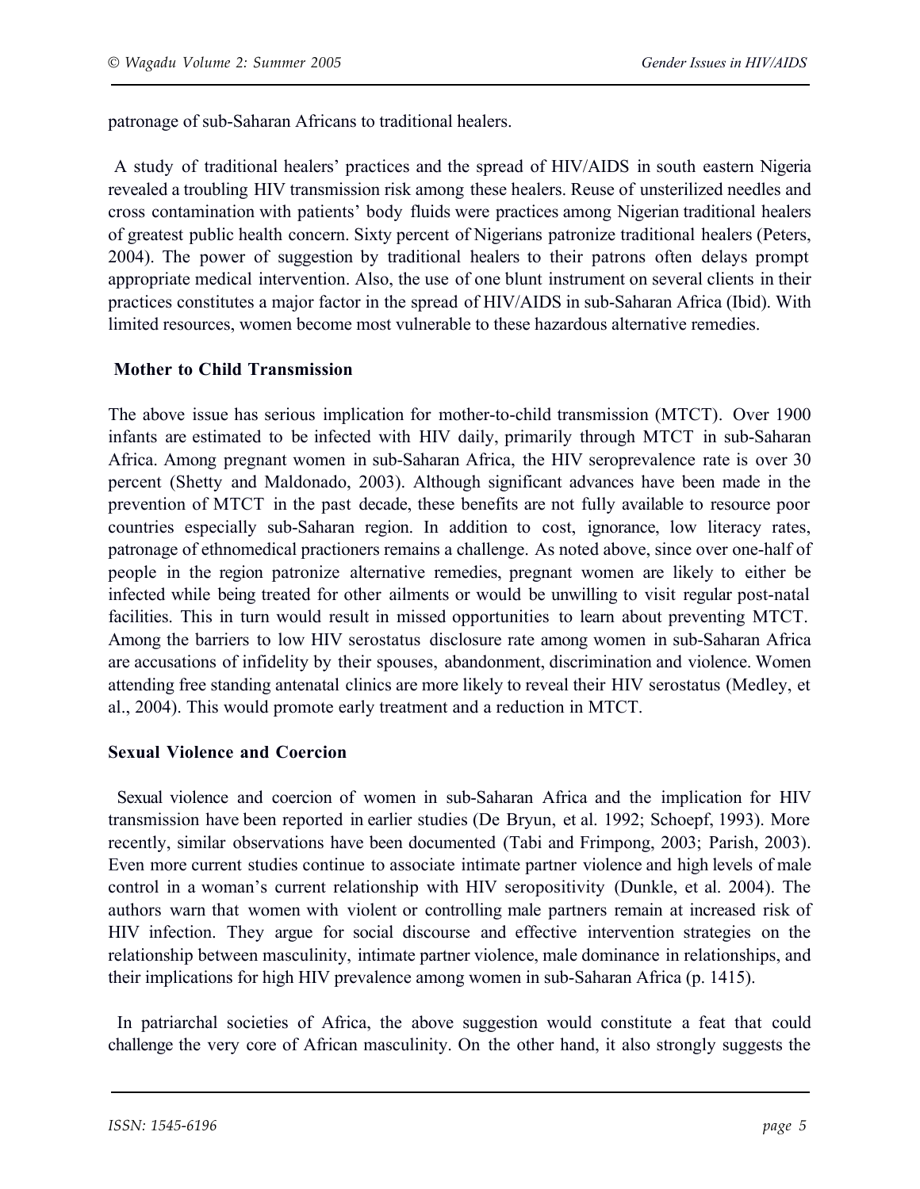patronage of sub-Saharan Africans to traditional healers.

A study of traditional healers' practices and the spread of HIV/AIDS in south eastern Nigeria revealed a troubling HIV transmission risk among these healers. Reuse of unsterilized needles and cross contamination with patients' body fluids were practices among Nigerian traditional healers of greatest public health concern. Sixty percent of Nigerians patronize traditional healers (Peters, 2004). The power of suggestion by traditional healers to their patrons often delays prompt appropriate medical intervention. Also, the use of one blunt instrument on several clients in their practices constitutes a major factor in the spread of HIV/AIDS in sub-Saharan Africa (Ibid). With limited resources, women become most vulnerable to these hazardous alternative remedies.

## Mother to Child Transmission

The above issue has serious implication for mother-to-child transmission (MTCT). Over 1900 infants are estimated to be infected with HIV daily, primarily through MTCT in sub-Saharan Africa. Among pregnant women in sub-Saharan Africa, the HIV seroprevalence rate is over 30 percent (Shetty and Maldonado, 2003). Although significant advances have been made in the prevention of MTCT in the past decade, these benefits are not fully available to resource poor countries especially sub-Saharan region. In addition to cost, ignorance, low literacy rates, patronage of ethnomedical practioners remains a challenge. As noted above, since over one-half of people in the region patronize alternative remedies, pregnant women are likely to either be infected while being treated for other ailments or would be unwilling to visit regular post-natal facilities. This in turn would result in missed opportunities to learn about preventing MTCT. Among the barriers to low HIV serostatus disclosure rate among women in sub-Saharan Africa are accusations of infidelity by their spouses, abandonment, discrimination and violence. Women attending free standing antenatal clinics are more likely to reveal their HIV serostatus (Medley, et al., 2004). This would promote early treatment and a reduction in MTCT.

## Sexual Violence and Coercion

Sexual violence and coercion of women in sub-Saharan Africa and the implication for HIV transmission have been reported in earlier studies (De Bryun, et al. 1992; Schoepf, 1993). More recently, similar observations have been documented (Tabi and Frimpong, 2003; Parish, 2003). Even more current studies continue to associate intimate partner violence and high levels of male control in a woman's current relationship with HIV seropositivity (Dunkle, et al. 2004). The authors warn that women with violent or controlling male partners remain at increased risk of HIV infection. They argue for social discourse and effective intervention strategies on the relationship between masculinity, intimate partner violence, male dominance in relationships, and their implications for high HIV prevalence among women in sub-Saharan Africa (p. 1415).

In patriarchal societies of Africa, the above suggestion would constitute a feat that could challenge the very core of African masculinity. On the other hand, it also strongly suggests the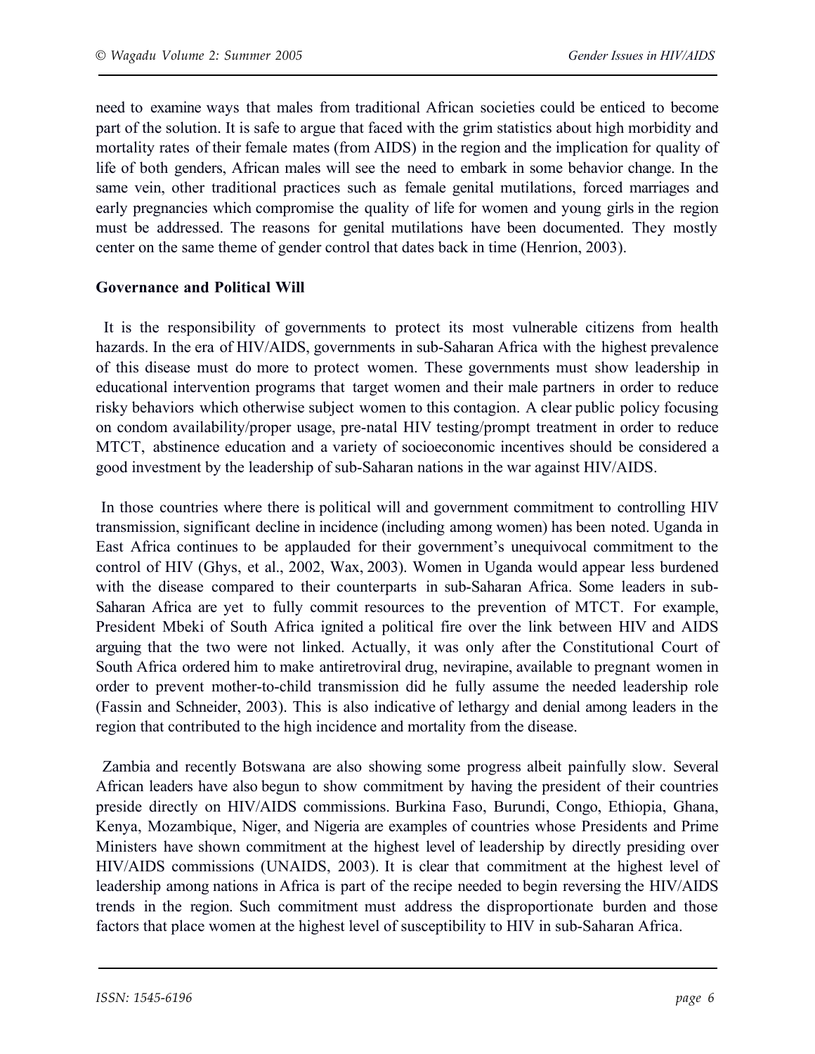need to examine ways that males from traditional African societies could be enticed to become part of the solution. It is safe to argue that faced with the grim statistics about high morbidity and mortality rates of their female mates (from AIDS) in the region and the implication for quality of life of both genders, African males will see the need to embark in some behavior change. In the same vein, other traditional practices such as female genital mutilations, forced marriages and early pregnancies which compromise the quality of life for women and young girls in the region must be addressed. The reasons for genital mutilations have been documented. They mostly center on the same theme of gender control that dates back in time (Henrion, 2003).

**Governance and Political Will**

It is the responsibility of governments to protect its most vulnerable citizens from health hazards. In the era of HIV/AIDS, governments in sub-Saharan Africa with the highest prevalence of this disease must do more to protect women. These governments must show leadership in educational intervention programs that target women and their male partners in order to reduce risky behaviors which otherwise subject women to this contagion. A clear public policy focusing on condom availability/proper usage, pre-natal HIV testing/prompt treatment in order to reduce MTCT, abstinence education and a variety of socioeconomic incentives should be considered a good investment by the leadership of sub-Saharan nations in the war against HIV/AIDS.

In those countries where there is political will and government commitment to controlling HIV transmission, significant decline in incidence (including among women) has been noted. Uganda in East Africa continues to be applauded for their government's unequivocal commitment to the control of HIV (Ghys, et al., 2002, Wax, 2003). Women in Uganda would appear less burdened with the disease compared to their counterparts in sub-Saharan Africa. Some leaders in sub-Saharan Africa are yet to fully commit resources to the prevention of MTCT. For example, President Mbeki of South Africa ignited a political fire over the link between HIV and AIDS arguing that the two were not linked. Actually, it was only after the Constitutional Court of South Africa ordered him to make antiretroviral drug, nevirapine, available to pregnant women in order to prevent mother-to-child transmission did he fully assume the needed leadership role (Fassin and Schneider, 2003). This is also indicative of lethargy and denial among leaders in the region that contributed to the high incidence and mortality from the disease.

Zambia and recently Botswana are also showing some progress albeit painfully slow. Several African leaders have also begun to show commitment by having the president of their countries preside directly on HIV/AIDS commissions. Burkina Faso, Burundi, Congo, Ethiopia, Ghana, Kenya, Mozambique, Niger, and Nigeria are examples of countries whose Presidents and Prime Ministers have shown commitment at the highest level of leadership by directly presiding over HIV/AIDS commissions (UNAIDS, 2003). It is clear that commitment at the highest level of leadership among nations in Africa is part of the recipe needed to begin reversing the HIV/AIDS trends in the region. Such commitment must address the disproportionate burden and those factors that place women at the highest level of susceptibility to HIV in sub-Saharan Africa.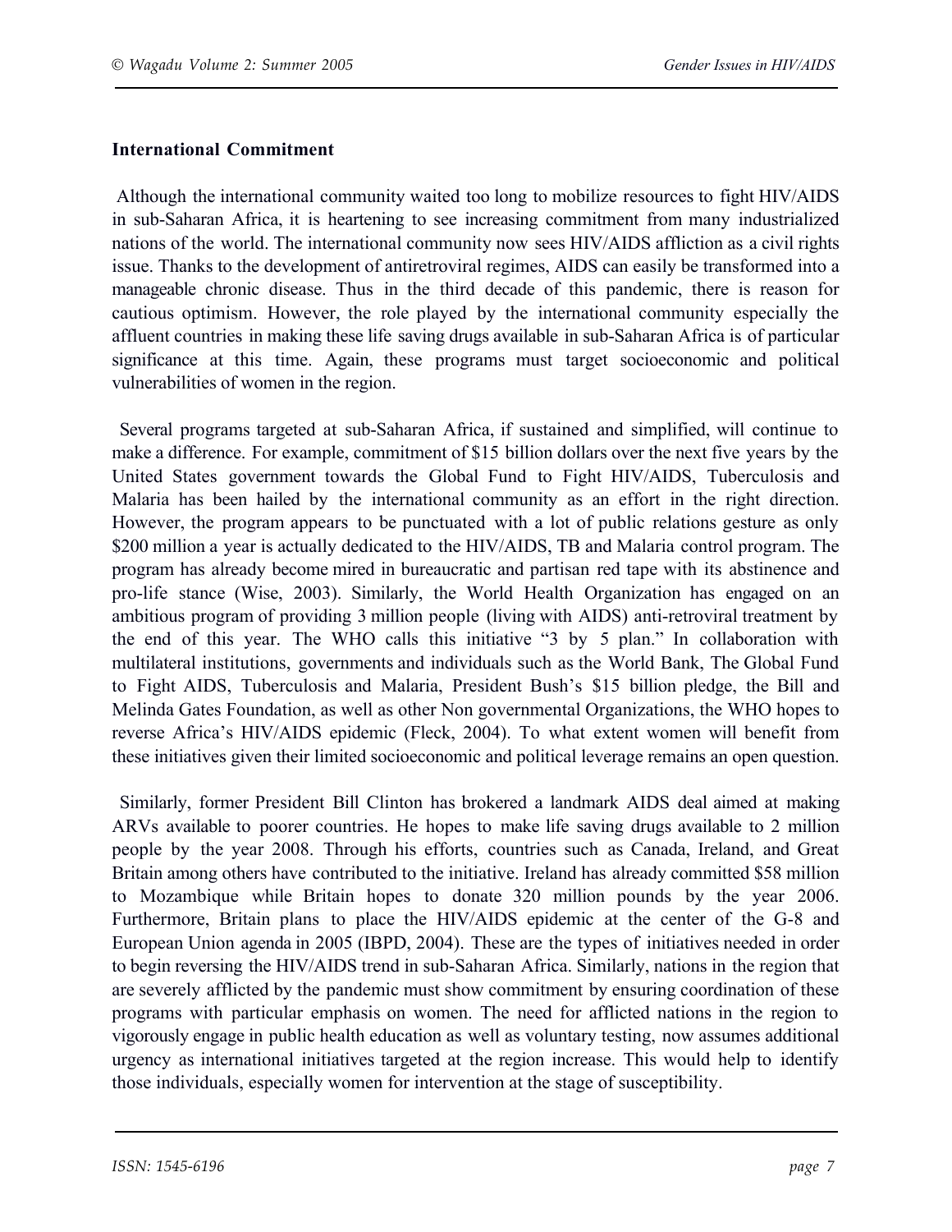**International Commitment**

Although the international community waited too long to mobilize resources to fight HIV/AIDS in sub-Saharan Africa, it is heartening to see increasing commitment from many industrialized nations of the world. The international community now sees HIV/AIDS affliction as a civil rights issue. Thanks to the development of antiretroviral regimes, AIDS can easily be transformed into a manageable chronic disease. Thus in the third decade of this pandemic, there is reason for cautious optimism. However, the role played by the international community especially the affluent countries in making these life saving drugs available in sub-Saharan Africa is of particular significance at this time. Again, these programs must target socioeconomic and political vulnerabilities of women in the region.

Several programs targeted at sub-Saharan Africa, if sustained and simplified, will continue to make a difference. For example, commitment of $15 billion dollars over the next five years by the United States government towards the Global Fund to Fight HIV/AIDS, Tuberculosis and Malaria has been hailed by the international community as an effort in the right direction. However, the program appears to be punctuated with a lot of public relations gesture as only $200 million a year is actually dedicated to the HIV/AIDS, TB and Malaria control program. The program has already become mired in bureaucratic and partisan red tape with its abstinence and pro-life stance (Wise, 2003). Similarly, the World Health Organization has engaged on an ambitious program of providing 3 million people (living with AIDS) anti-retroviral treatment by the end of this year. The WHO calls this initiative "3 by 5 plan." In collaboration with multilateral institutions, governments and individuals such as the World Bank, The Global Fund to Fight AIDS, Tuberculosis and Malaria, President Bush's $15 billion pledge, the Bill and Melinda Gates Foundation, as well as other Non governmental Organizations, the WHO hopes to reverse Africa's HIV/AIDS epidemic (Fleck, 2004). To what extent women will benefit from these initiatives given their limited socioeconomic and political leverage remains an open question.

Similarly, former President Bill Clinton has brokered a landmark AIDS deal aimed at making ARVs available to poorer countries. He hopes to make life saving drugs available to 2 million people by the year 2008. Through his efforts, countries such as Canada, Ireland, and Great Britain among others have contributed to the initiative. Ireland has already committed $58 million to Mozambique while Britain hopes to donate 320 million pounds by the year 2006. Furthermore, Britain plans to place the HIV/AIDS epidemic at the center of the G-8 and European Union agenda in 2005 (IBPD, 2004). These are the types of initiatives needed in order to begin reversing the HIV/AIDS trend in sub-Saharan Africa. Similarly, nations in the region that are severely afflicted by the pandemic must show commitment by ensuring coordination of these programs with particular emphasis on women. The need for afflicted nations in the region to vigorously engage in public health education as well as voluntary testing, now assumes additional urgency as international initiatives targeted at the region increase. This would help to identify those individuals, especially women for intervention at the stage of susceptibility.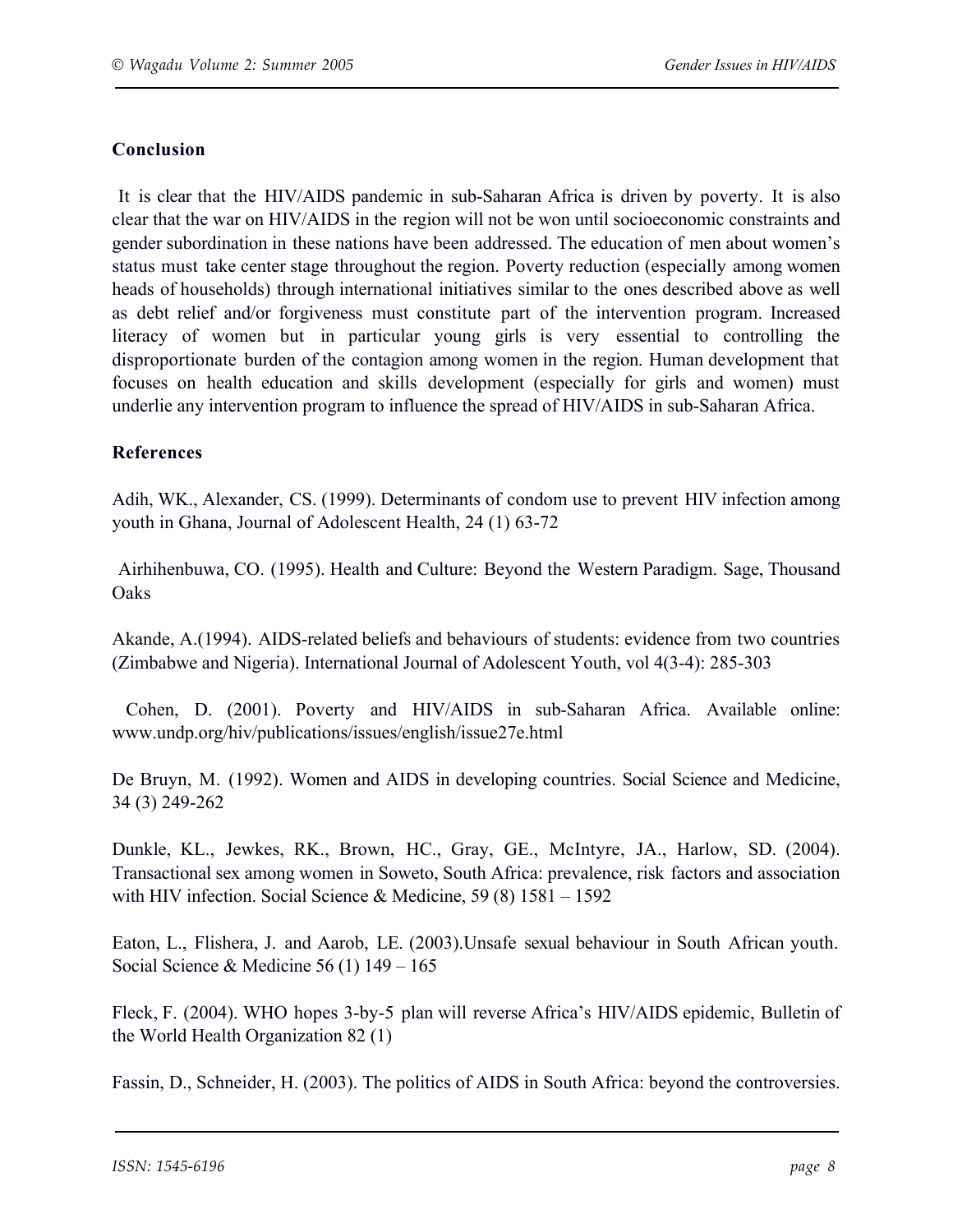## Conclusion

It is clear that the HIV/AIDS pandemic in sub-Saharan Africa is driven by poverty. It is also clear that the war on HIV/AIDS in the region will not be won until socioeconomic constraints and gender subordination in these nations have been addressed. The education of men about women's status must take center stage throughout the region. Poverty reduction (especially among women heads of households) through international initiatives similar to the ones described above as well as debt relief and/or forgiveness must constitute part of the intervention program. Increased literacy of women but in particular young girls is very essential to controlling the disproportionate burden of the contagion among women in the region. Human development that focuses on health education and skills development (especially for girls and women) must underlie any intervention program to influence the spread of HIV/AIDS in sub-Saharan Africa.

## References

Adih, WK., Alexander, CS. (1999). Determinants of condom use to prevent HIV infection among youth in Ghana, Journal of Adolescent Health, 24 (1) 63-72

Airhihenbuwa, CO. (1995). Health and Culture: Beyond the Western Paradigm. Sage, Thousand Oaks

Akande, A.(1994). AIDS-related beliefs and behaviours of students: evidence from two countries (Zimbabwe and Nigeria). International Journal of Adolescent Youth, vol 4(3-4): 285-303

Cohen, D. (2001). Poverty and HIV/AIDS in sub-Saharan Africa. Available online: www.undp.org/hiv/publications/issues/english/issue27e.html

De Bruyn, M. (1992). Women and AIDS in developing countries. Social Science and Medicine, 34 (3) 249-262

Dunkle, KL., Jewkes, RK., Brown, HC., Gray, GE., McIntyre, JA., Harlow, SD. (2004). Transactional sex among women in Soweto, South Africa: prevalence, risk factors and association with HIV infection. Social Science & Medicine, 59 (8) 1581 – 1592

Eaton, L., Flishera, J. and Aarob, LE. (2003).Unsafe sexual behaviour in South African youth. Social Science & Medicine 56 (1) 149 – 165

Fleck, F. (2004). WHO hopes 3-by-5 plan will reverse Africa's HIV/AIDS epidemic, Bulletin of the World Health Organization 82 (1)

Fassin, D., Schneider, H. (2003). The politics of AIDS in South Africa: beyond the controversies.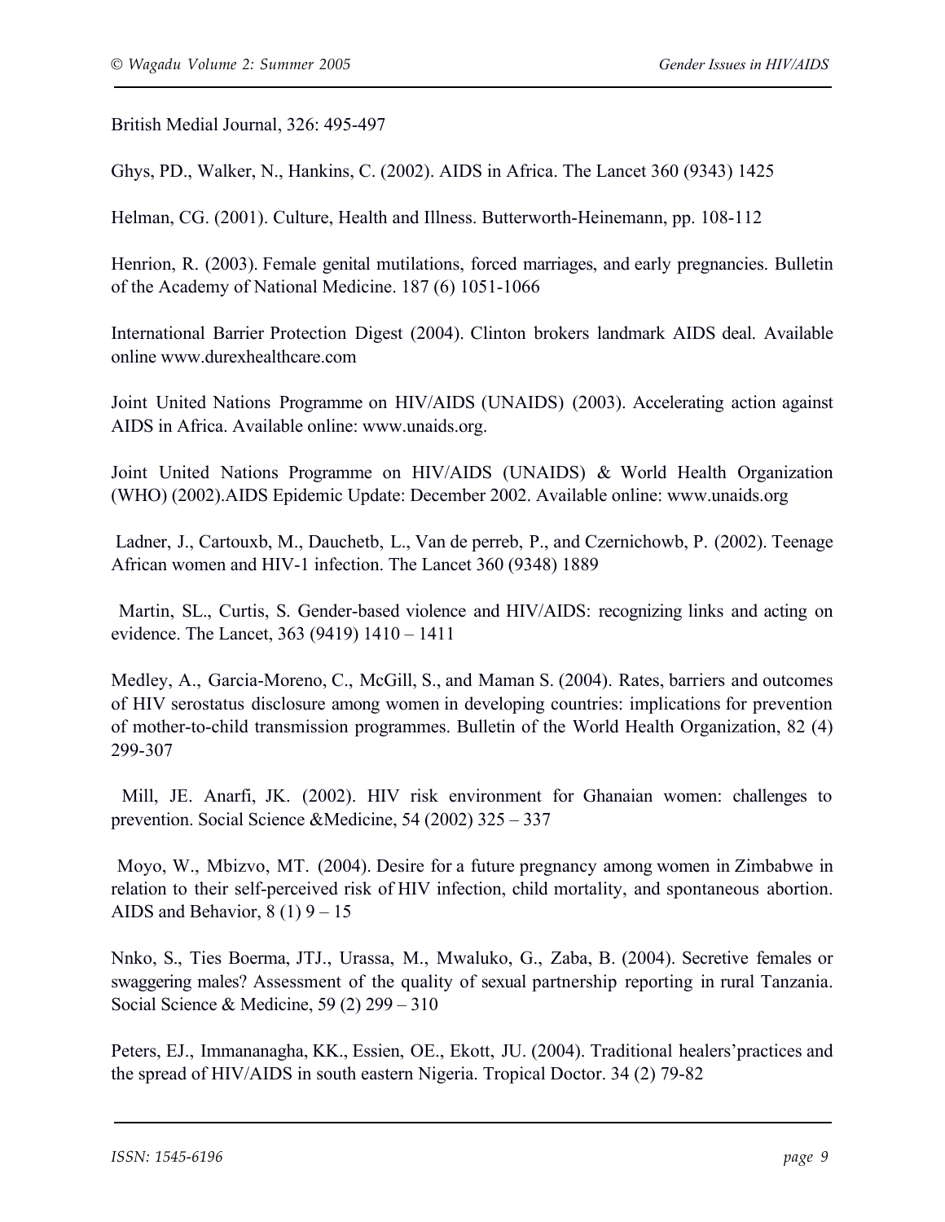British Medial Journal, 326: 495-497

Ghys, PD., Walker, N., Hankins, C. (2002). AIDS in Africa. The Lancet 360 (9343) 1425

Helman, CG. (2001). Culture, Health and Illness. Butterworth-Heinemann, pp. 108-112

Henrion, R. (2003). Female genital mutilations, forced marriages, and early pregnancies. Bulletin of the Academy of National Medicine. 187 (6) 1051-1066

International Barrier Protection Digest (2004). Clinton brokers landmark AIDS deal. Available online www.durexhealthcare.com

Joint United Nations Programme on HIV/AIDS (UNAIDS) (2003). Accelerating action against AIDS in Africa. Available online: www.unaids.org.

Joint United Nations Programme on HIV/AIDS (UNAIDS) & World Health Organization (WHO) (2002).AIDS Epidemic Update: December 2002. Available online: www.unaids.org

Ladner, J., Cartouxb, M., Dauchetb, L., Van de perreb, P., and Czernichowb, P. (2002). Teenage African women and HIV-1 infection. The Lancet 360 (9348) 1889

Martin, SL., Curtis, S. Gender-based violence and HIV/AIDS: recognizing links and acting on evidence. The Lancet, 363 (9419) 1410 – 1411

Medley, A., Garcia-Moreno, C., McGill, S., and Maman S. (2004). Rates, barriers and outcomes of HIV serostatus disclosure among women in developing countries: implications for prevention of mother-to-child transmission programmes. Bulletin of the World Health Organization, 82 (4) 299-307

Mill, JE. Anarfi, JK. (2002). HIV risk environment for Ghanaian women: challenges to prevention. Social Science &Medicine, 54 (2002) 325 – 337

Moyo, W., Mbizvo, MT. (2004). Desire for a future pregnancy among women in Zimbabwe in relation to their self-perceived risk of HIV infection, child mortality, and spontaneous abortion. AIDS and Behavior, 8 (1) 9 – 15

Nnko, S., Ties Boerma, JTJ., Urassa, M., Mwaluko, G., Zaba, B. (2004). Secretive females or swaggering males? Assessment of the quality of sexual partnership reporting in rural Tanzania. Social Science & Medicine, 59 (2) 299 – 310

Peters, EJ., Immananagha, KK., Essien, OE., Ekott, JU. (2004). Traditional healers'practices and the spread of HIV/AIDS in south eastern Nigeria. Tropical Doctor. 34 (2) 79-82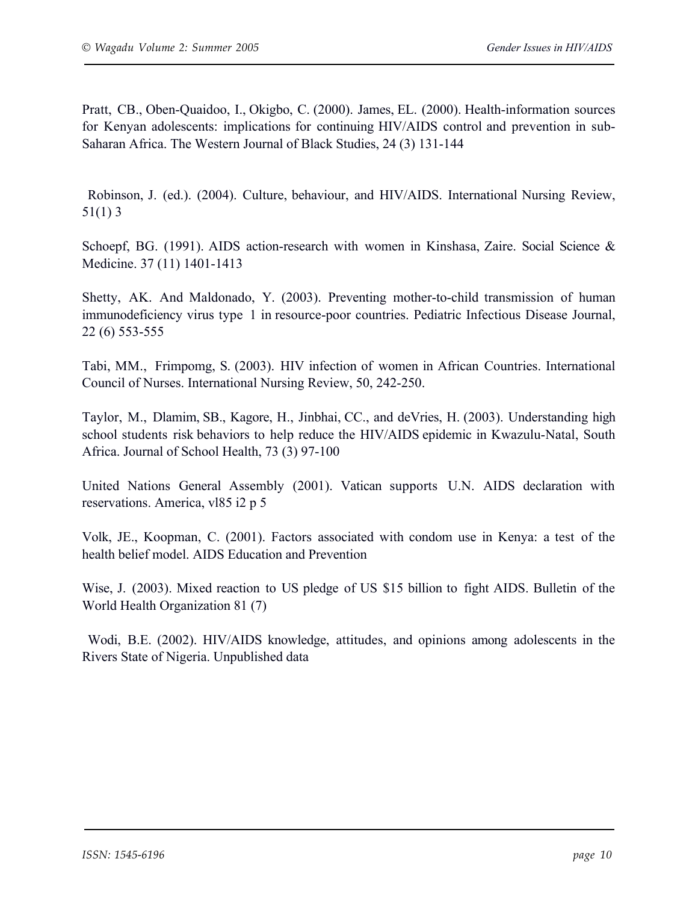Pratt, CB., Oben-Quaidoo, I., Okigbo, C. (2000). James, EL. (2000). Health-information sources for Kenyan adolescents: implications for continuing HIV/AIDS control and prevention in sub-Saharan Africa. The Western Journal of Black Studies, 24 (3) 131-144

Robinson, J. (ed.). (2004). Culture, behaviour, and HIV/AIDS. International Nursing Review, 51(1) 3

Schoepf, BG. (1991). AIDS action-research with women in Kinshasa, Zaire. Social Science & Medicine. 37 (11) 1401-1413

Shetty, AK. And Maldonado, Y. (2003). Preventing mother-to-child transmission of human immunodeficiency virus type 1 in resource-poor countries. Pediatric Infectious Disease Journal, 22 (6) 553-555

Tabi, MM., Frimpomg, S. (2003). HIV infection of women in African Countries. International Council of Nurses. International Nursing Review, 50, 242-250.

Taylor, M., Dlamim, SB., Kagore, H., Jinbhai, CC., and deVries, H. (2003). Understanding high school students risk behaviors to help reduce the HIV/AIDS epidemic in Kwazulu-Natal, South Africa. Journal of School Health, 73 (3) 97-100

United Nations General Assembly (2001). Vatican supports U.N. AIDS declaration with reservations. America, vl85 i2 p 5

Volk, JE., Koopman, C. (2001). Factors associated with condom use in Kenya: a test of the health belief model. AIDS Education and Prevention

Wise, J. (2003). Mixed reaction to US pledge of US $15 billion to fight AIDS. Bulletin of the World Health Organization 81 (7)

Wodi, B.E. (2002). HIV/AIDS knowledge, attitudes, and opinions among adolescents in the Rivers State of Nigeria. Unpublished data